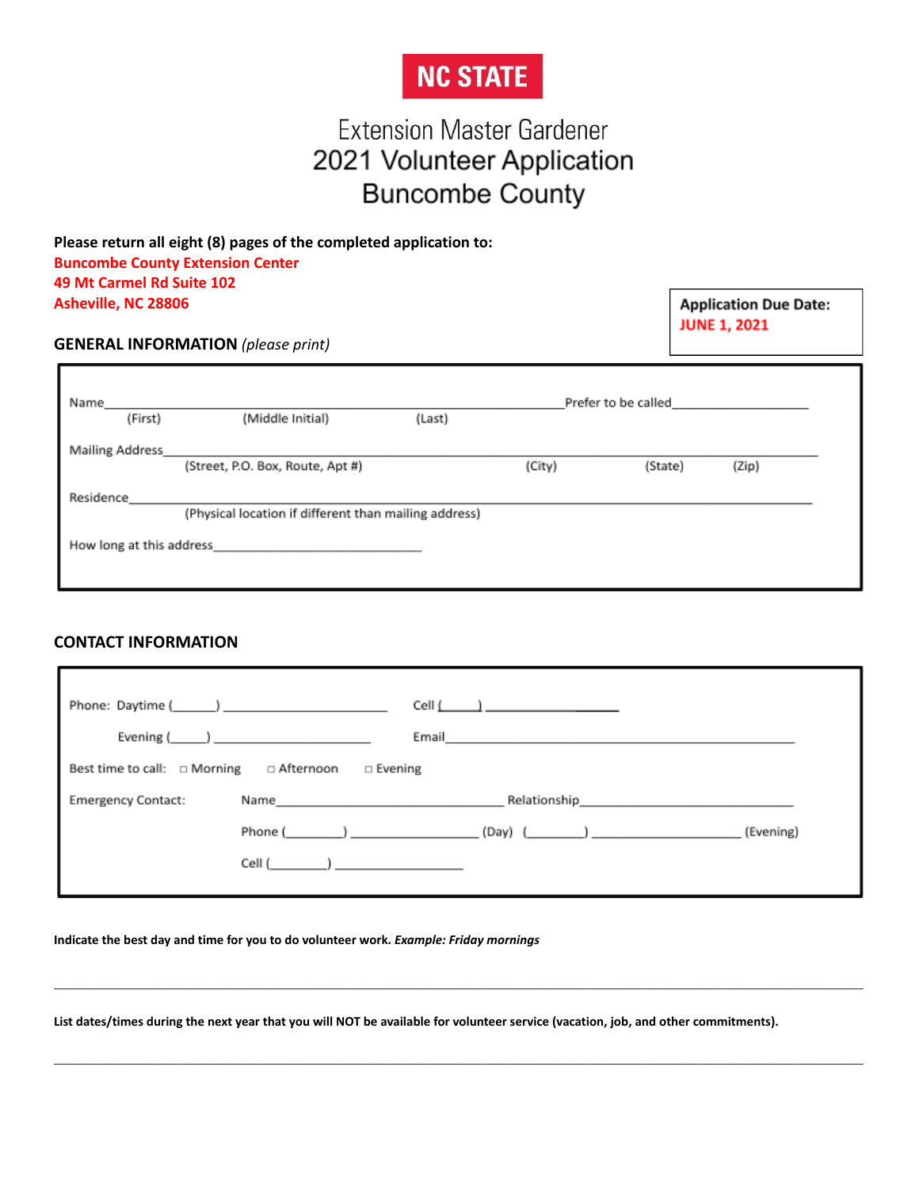**NC STATE**

# Extension Master Gardener
# 2021 Volunteer Application
# Buncombe County

**Please return all eight (8) pages of the completed application to:**
**Buncombe County Extension Center**
**49 Mt Carmel Rd Suite 102**
**Asheville, NC 28806**

**Application Due Date:**
**JUNE 1, 2021**

## GENERAL INFORMATION *(please print)*

Name_______________________________________________ Prefer to be called__________________
(First) (Middle Initial) (Last)

Mailing Address_______________________________________________________________________
(Street, P.O. Box, Route, Apt #) (City) (State) (Zip)

Residence____________________________________________________________________________
(Physical location if different than mailing address)

How long at this address____________________________

## CONTACT INFORMATION

Phone: Daytime (______) ______________________ Cell (_____) __________________

Evening (_____) _____________________ Email______________________________________________

Best time to call: □ Morning □ Afternoon □ Evening

Emergency Contact: Name________________________________ Relationship_____________________________

Phone (________) _________________ (Day) (________) ____________________ (Evening)

Cell (________) _________________

**Indicate the best day and time for you to do volunteer work.** ***Example: Friday mornings***

_______________________________________________________________________________________________

**List dates/times during the next year that you will NOT be available for volunteer service (vacation, job, and other commitments).**

_______________________________________________________________________________________________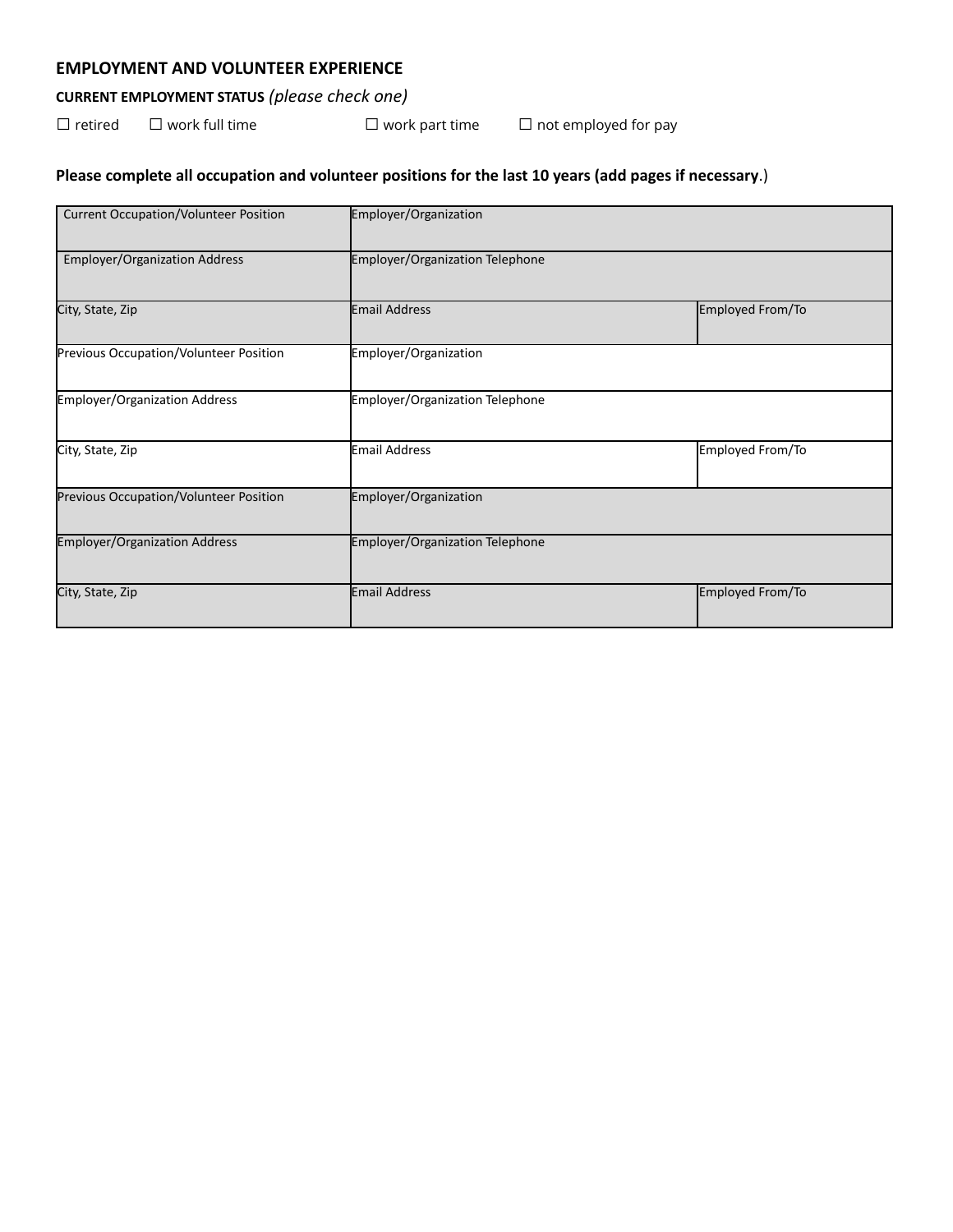## EMPLOYMENT AND VOLUNTEER EXPERIENCE

**CURRENT EMPLOYMENT STATUS** *(please check one)*

☐ retired ☐ work full time ☐ work part time ☐ not employed for pay

**Please complete all occupation and volunteer positions for the last 10 years (add pages if necessary**.)

| Current Occupation/Volunteer Position | Employer/Organization | |
|---|---|---|
| Employer/Organization Address | Employer/Organization Telephone | |
| City, State, Zip | Email Address | Employed From/To |
| Previous Occupation/Volunteer Position | Employer/Organization | |
| Employer/Organization Address | Employer/Organization Telephone | |
| City, State, Zip | Email Address | Employed From/To |
| Previous Occupation/Volunteer Position | Employer/Organization | |
| Employer/Organization Address | Employer/Organization Telephone | |
| City, State, Zip | Email Address | Employed From/To |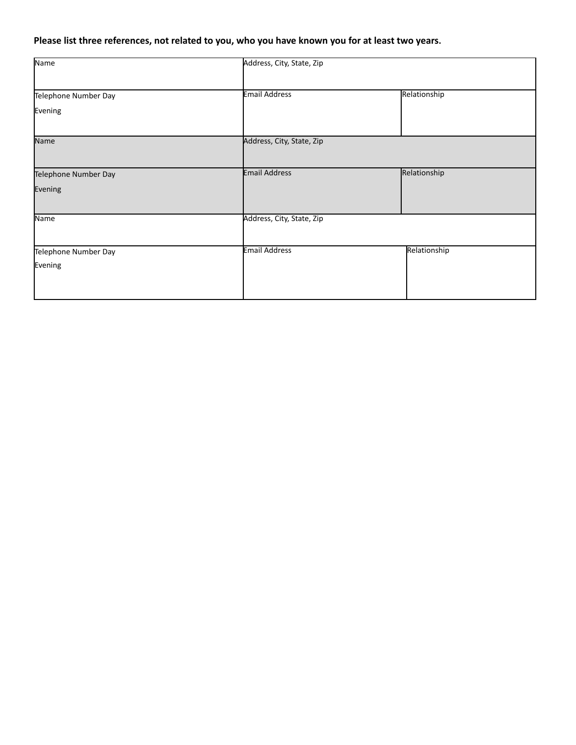**Please list three references, not related to you, who you have known you for at least two years.**

| Name | Address, City, State, Zip | |
| --- | --- | --- |
| Telephone Number Day<br>Evening | Email Address | Relationship |
| Name | Address, City, State, Zip | |
| Telephone Number Day<br>Evening | Email Address | Relationship |
| Name | Address, City, State, Zip | |
| Telephone Number Day<br>Evening | Email Address | Relationship |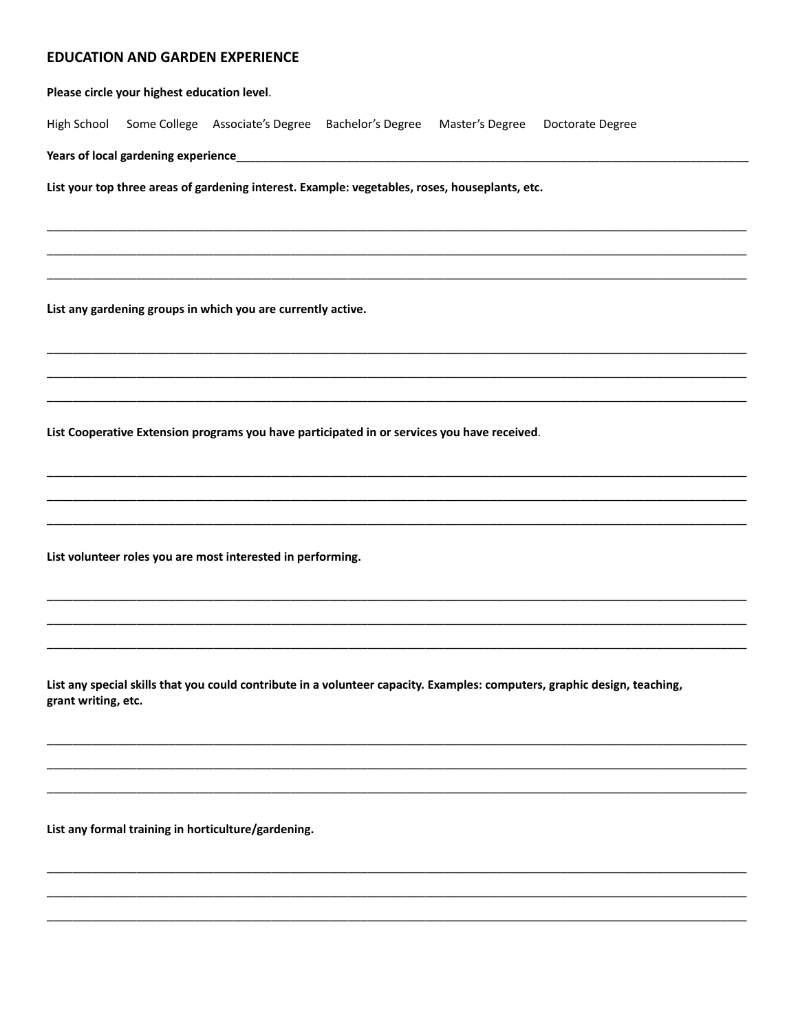## EDUCATION AND GARDEN EXPERIENCE

**Please circle your highest education level**.

High School    Some College    Associate's Degree    Bachelor's Degree    Master's Degree    Doctorate Degree

**Years of local gardening experience**\_\_\_\_\_\_\_\_\_\_\_\_\_\_\_\_\_\_\_\_\_\_\_\_\_\_\_\_\_\_\_\_\_\_\_\_\_\_\_\_\_\_\_\_\_\_\_\_

**List your top three areas of gardening interest. Example: vegetables, roses, houseplants, etc.**

\_\_\_\_\_\_\_\_\_\_\_\_\_\_\_\_\_\_\_\_\_\_\_\_\_\_\_\_\_\_\_\_\_\_\_\_\_\_\_\_\_\_\_\_\_\_\_\_\_\_\_\_\_\_\_\_\_\_\_\_\_\_\_\_

\_\_\_\_\_\_\_\_\_\_\_\_\_\_\_\_\_\_\_\_\_\_\_\_\_\_\_\_\_\_\_\_\_\_\_\_\_\_\_\_\_\_\_\_\_\_\_\_\_\_\_\_\_\_\_\_\_\_\_\_\_\_\_\_

\_\_\_\_\_\_\_\_\_\_\_\_\_\_\_\_\_\_\_\_\_\_\_\_\_\_\_\_\_\_\_\_\_\_\_\_\_\_\_\_\_\_\_\_\_\_\_\_\_\_\_\_\_\_\_\_\_\_\_\_\_\_\_\_

**List any gardening groups in which you are currently active.**

\_\_\_\_\_\_\_\_\_\_\_\_\_\_\_\_\_\_\_\_\_\_\_\_\_\_\_\_\_\_\_\_\_\_\_\_\_\_\_\_\_\_\_\_\_\_\_\_\_\_\_\_\_\_\_\_\_\_\_\_\_\_\_\_

\_\_\_\_\_\_\_\_\_\_\_\_\_\_\_\_\_\_\_\_\_\_\_\_\_\_\_\_\_\_\_\_\_\_\_\_\_\_\_\_\_\_\_\_\_\_\_\_\_\_\_\_\_\_\_\_\_\_\_\_\_\_\_\_

\_\_\_\_\_\_\_\_\_\_\_\_\_\_\_\_\_\_\_\_\_\_\_\_\_\_\_\_\_\_\_\_\_\_\_\_\_\_\_\_\_\_\_\_\_\_\_\_\_\_\_\_\_\_\_\_\_\_\_\_\_\_\_\_

**List Cooperative Extension programs you have participated in or services you have received**.

\_\_\_\_\_\_\_\_\_\_\_\_\_\_\_\_\_\_\_\_\_\_\_\_\_\_\_\_\_\_\_\_\_\_\_\_\_\_\_\_\_\_\_\_\_\_\_\_\_\_\_\_\_\_\_\_\_\_\_\_\_\_\_\_

\_\_\_\_\_\_\_\_\_\_\_\_\_\_\_\_\_\_\_\_\_\_\_\_\_\_\_\_\_\_\_\_\_\_\_\_\_\_\_\_\_\_\_\_\_\_\_\_\_\_\_\_\_\_\_\_\_\_\_\_\_\_\_\_

\_\_\_\_\_\_\_\_\_\_\_\_\_\_\_\_\_\_\_\_\_\_\_\_\_\_\_\_\_\_\_\_\_\_\_\_\_\_\_\_\_\_\_\_\_\_\_\_\_\_\_\_\_\_\_\_\_\_\_\_\_\_\_\_

**List volunteer roles you are most interested in performing.**

\_\_\_\_\_\_\_\_\_\_\_\_\_\_\_\_\_\_\_\_\_\_\_\_\_\_\_\_\_\_\_\_\_\_\_\_\_\_\_\_\_\_\_\_\_\_\_\_\_\_\_\_\_\_\_\_\_\_\_\_\_\_\_\_

\_\_\_\_\_\_\_\_\_\_\_\_\_\_\_\_\_\_\_\_\_\_\_\_\_\_\_\_\_\_\_\_\_\_\_\_\_\_\_\_\_\_\_\_\_\_\_\_\_\_\_\_\_\_\_\_\_\_\_\_\_\_\_\_

\_\_\_\_\_\_\_\_\_\_\_\_\_\_\_\_\_\_\_\_\_\_\_\_\_\_\_\_\_\_\_\_\_\_\_\_\_\_\_\_\_\_\_\_\_\_\_\_\_\_\_\_\_\_\_\_\_\_\_\_\_\_\_\_

**List any special skills that you could contribute in a volunteer capacity. Examples: computers, graphic design, teaching, grant writing, etc.**

\_\_\_\_\_\_\_\_\_\_\_\_\_\_\_\_\_\_\_\_\_\_\_\_\_\_\_\_\_\_\_\_\_\_\_\_\_\_\_\_\_\_\_\_\_\_\_\_\_\_\_\_\_\_\_\_\_\_\_\_\_\_\_\_

\_\_\_\_\_\_\_\_\_\_\_\_\_\_\_\_\_\_\_\_\_\_\_\_\_\_\_\_\_\_\_\_\_\_\_\_\_\_\_\_\_\_\_\_\_\_\_\_\_\_\_\_\_\_\_\_\_\_\_\_\_\_\_\_

\_\_\_\_\_\_\_\_\_\_\_\_\_\_\_\_\_\_\_\_\_\_\_\_\_\_\_\_\_\_\_\_\_\_\_\_\_\_\_\_\_\_\_\_\_\_\_\_\_\_\_\_\_\_\_\_\_\_\_\_\_\_\_\_

**List any formal training in horticulture/gardening.**

\_\_\_\_\_\_\_\_\_\_\_\_\_\_\_\_\_\_\_\_\_\_\_\_\_\_\_\_\_\_\_\_\_\_\_\_\_\_\_\_\_\_\_\_\_\_\_\_\_\_\_\_\_\_\_\_\_\_\_\_\_\_\_\_

\_\_\_\_\_\_\_\_\_\_\_\_\_\_\_\_\_\_\_\_\_\_\_\_\_\_\_\_\_\_\_\_\_\_\_\_\_\_\_\_\_\_\_\_\_\_\_\_\_\_\_\_\_\_\_\_\_\_\_\_\_\_\_\_

\_\_\_\_\_\_\_\_\_\_\_\_\_\_\_\_\_\_\_\_\_\_\_\_\_\_\_\_\_\_\_\_\_\_\_\_\_\_\_\_\_\_\_\_\_\_\_\_\_\_\_\_\_\_\_\_\_\_\_\_\_\_\_\_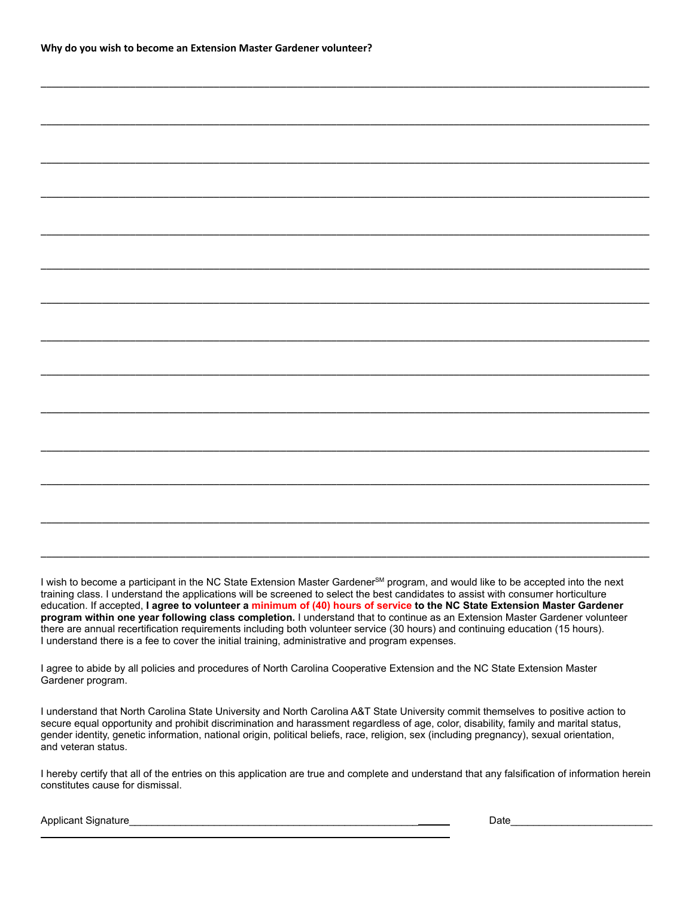**Why do you wish to become an Extension Master Gardener volunteer?**

______________________________________________________________________________________________

______________________________________________________________________________________________

______________________________________________________________________________________________

______________________________________________________________________________________________

______________________________________________________________________________________________

______________________________________________________________________________________________

______________________________________________________________________________________________

______________________________________________________________________________________________

______________________________________________________________________________________________

______________________________________________________________________________________________

______________________________________________________________________________________________

______________________________________________________________________________________________

______________________________________________________________________________________________

______________________________________________________________________________________________

I wish to become a participant in the NC State Extension Master Gardener[SM] program, and would like to be accepted into the next training class. I understand the applications will be screened to select the best candidates to assist with consumer horticulture education. If accepted, **I agree to volunteer a minimum of (40) hours of service to the NC State Extension Master Gardener program within one year following class completion.** I understand that to continue as an Extension Master Gardener volunteer there are annual recertification requirements including both volunteer service (30 hours) and continuing education (15 hours). I understand there is a fee to cover the initial training, administrative and program expenses.

I agree to abide by all policies and procedures of North Carolina Cooperative Extension and the NC State Extension Master Gardener program.

I understand that North Carolina State University and North Carolina A&T State University commit themselves to positive action to secure equal opportunity and prohibit discrimination and harassment regardless of age, color, disability, family and marital status, gender identity, genetic information, national origin, political beliefs, race, religion, sex (including pregnancy), sexual orientation, and veteran status.

I hereby certify that all of the entries on this application are true and complete and understand that any falsification of information herein constitutes cause for dismissal.

Applicant Signature________________________________________________________ Date_________________________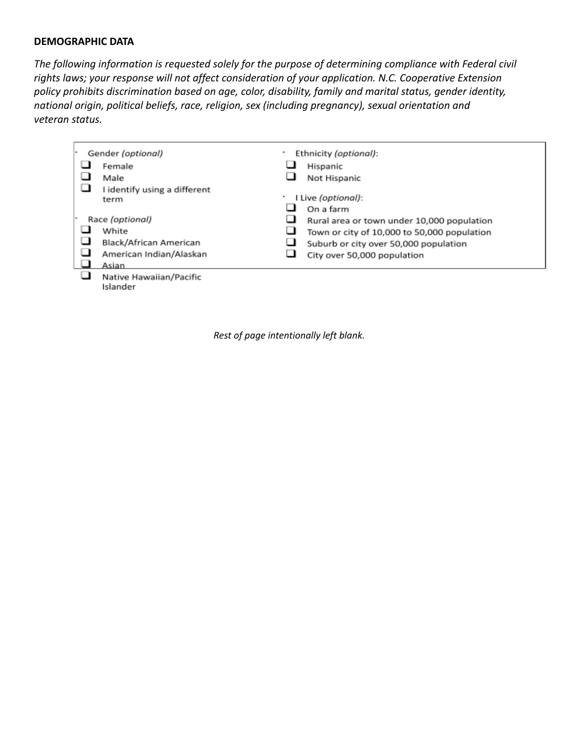**DEMOGRAPHIC DATA**

*The following information is requested solely for the purpose of determining compliance with Federal civil rights laws; your response will not affect consideration of your application. N.C. Cooperative Extension policy prohibits discrimination based on age, color, disability, family and marital status, gender identity, national origin, political beliefs, race, religion, sex (including pregnancy), sexual orientation and veteran status.*

- Gender *(optional)*
  - ☐ Female
  - ☐ Male
  - ☐ I identify using a different term
- Race *(optional)*
  - ☐ White
  - ☐ Black/African American
  - ☐ American Indian/Alaskan
  - ☐ Asian
  - ☐ Native Hawaiian/Pacific Islander
- Ethnicity *(optional)*:
  - ☐ Hispanic
  - ☐ Not Hispanic
- I Live *(optional)*:
  - ☐ On a farm
  - ☐ Rural area or town under 10,000 population
  - ☐ Town or city of 10,000 to 50,000 population
  - ☐ Suburb or city over 50,000 population
  - ☐ City over 50,000 population

*Rest of page intentionally left blank.*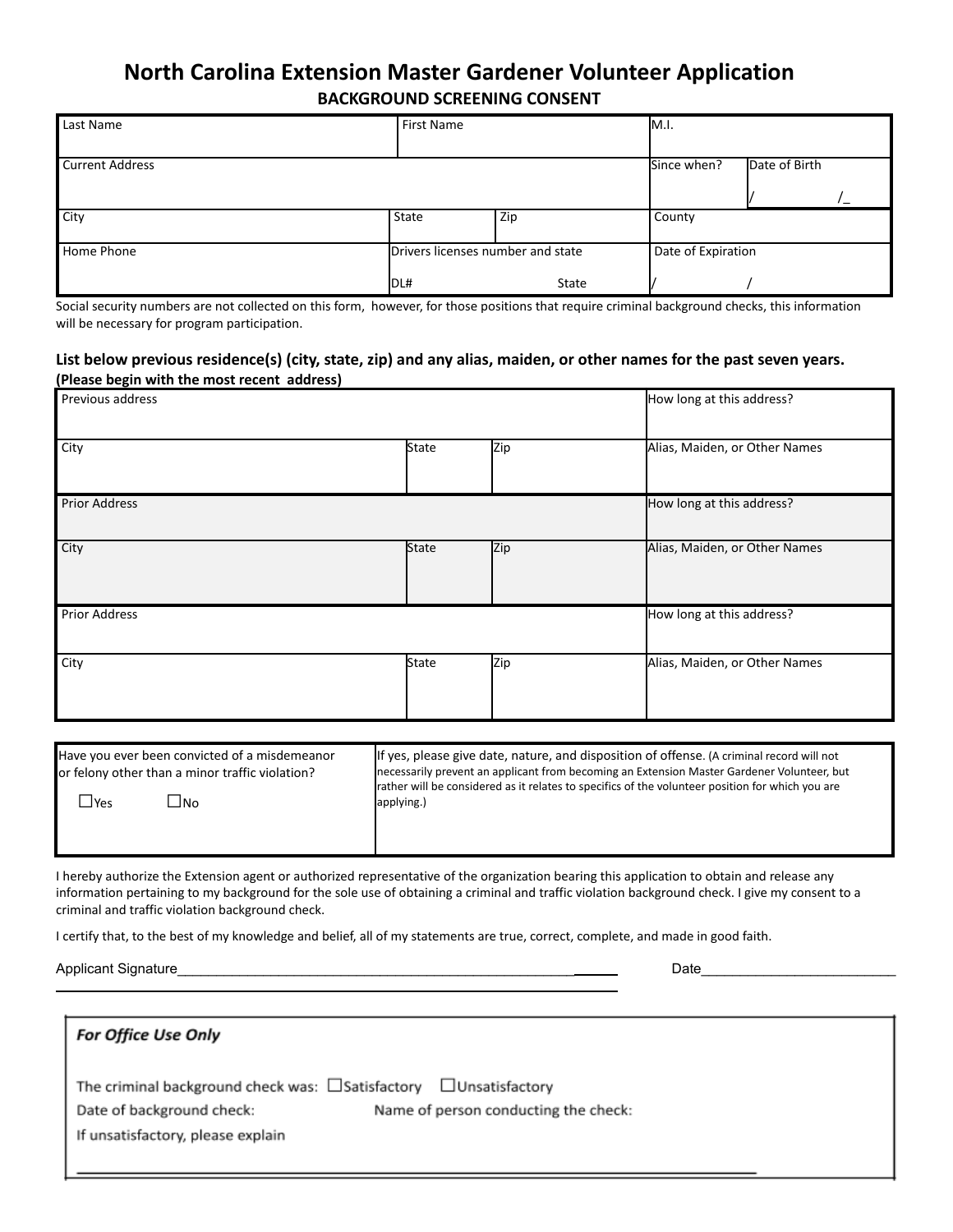# North Carolina Extension Master Gardener Volunteer Application

## BACKGROUND SCREENING CONSENT

| Last Name | | First Name | | M.I. | |
|---|---|---|---|---|---|
| Current Address | | | | Since when? | Date of Birth<br>/ /_ |
| City | State | Zip | | County | |
| Home Phone | Drivers licenses number and state<br>DL# State | | | Date of Expiration<br>/ / | |

Social security numbers are not collected on this form, however, for those positions that require criminal background checks, this information will be necessary for program participation.

**List below previous residence(s) (city, state, zip) and any alias, maiden, or other names for the past seven years.**
**(Please begin with the most recent address)**

| Previous address | | | How long at this address? |
|---|---|---|---|
| City | State | Zip | Alias, Maiden, or Other Names |
| Prior Address | | | How long at this address? |
| City | State | Zip | Alias, Maiden, or Other Names |
| Prior Address | | | How long at this address? |
| City | State | Zip | Alias, Maiden, or Other Names |

| Have you ever been convicted of a misdemeanor or felony other than a minor traffic violation?<br>☐Yes ☐No | If yes, please give date, nature, and disposition of offense. (A criminal record will not necessarily prevent an applicant from becoming an Extension Master Gardener Volunteer, but rather will be considered as it relates to specifics of the volunteer position for which you are applying.) |
|---|---|

I hereby authorize the Extension agent or authorized representative of the organization bearing this application to obtain and release any information pertaining to my background for the sole use of obtaining a criminal and traffic violation background check. I give my consent to a criminal and traffic violation background check.

I certify that, to the best of my knowledge and belief, all of my statements are true, correct, complete, and made in good faith.

Applicant Signature_______________________________________________ Date________________________

***For Office Use Only***

The criminal background check was: ☐Satisfactory ☐Unsatisfactory

Date of background check: Name of person conducting the check:

If unsatisfactory, please explain

_______________________________________________________________________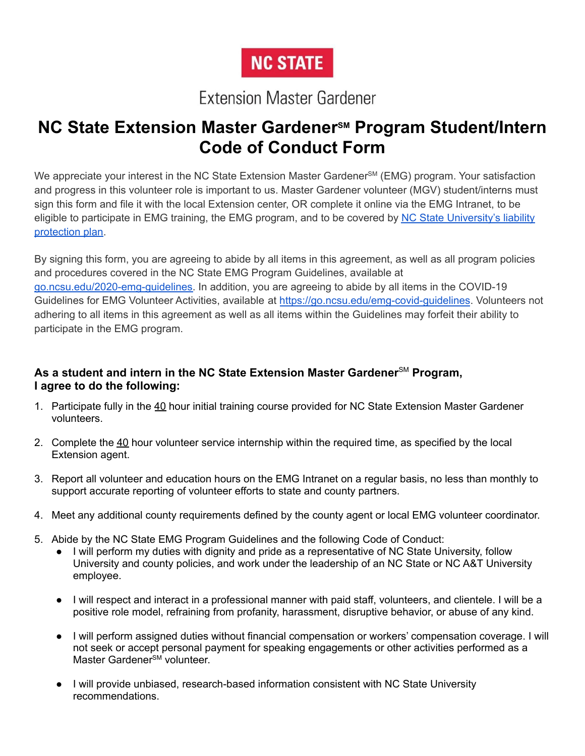NC STATE

Extension Master Gardener

# NC State Extension Master Gardener℠ Program Student/Intern Code of Conduct Form

We appreciate your interest in the NC State Extension Master Gardener℠ (EMG) program. Your satisfaction and progress in this volunteer role is important to us. Master Gardener volunteer (MGV) student/interns must sign this form and file it with the local Extension center, OR complete it online via the EMG Intranet, to be eligible to participate in EMG training, the EMG program, and to be covered by [NC State University's liability protection plan](#).

By signing this form, you are agreeing to abide by all items in this agreement, as well as all program policies and procedures covered in the NC State EMG Program Guidelines, available at [go.ncsu.edu/2020-emg-guidelines](#). In addition, you are agreeing to abide by all items in the COVID-19 Guidelines for EMG Volunteer Activities, available at [https://go.ncsu.edu/emg-covid-guidelines](#). Volunteers not adhering to all items in this agreement as well as all items within the Guidelines may forfeit their ability to participate in the EMG program.

### As a student and intern in the NC State Extension Master Gardener℠ Program, I agree to do the following:

1. Participate fully in the 40 hour initial training course provided for NC State Extension Master Gardener volunteers.
2. Complete the 40 hour volunteer service internship within the required time, as specified by the local Extension agent.
3. Report all volunteer and education hours on the EMG Intranet on a regular basis, no less than monthly to support accurate reporting of volunteer efforts to state and county partners.
4. Meet any additional county requirements defined by the county agent or local EMG volunteer coordinator.
5. Abide by the NC State EMG Program Guidelines and the following Code of Conduct:
   - I will perform my duties with dignity and pride as a representative of NC State University, follow University and county policies, and work under the leadership of an NC State or NC A&T University employee.
   - I will respect and interact in a professional manner with paid staff, volunteers, and clientele. I will be a positive role model, refraining from profanity, harassment, disruptive behavior, or abuse of any kind.
   - I will perform assigned duties without financial compensation or workers' compensation coverage. I will not seek or accept personal payment for speaking engagements or other activities performed as a Master Gardener℠ volunteer.
   - I will provide unbiased, research-based information consistent with NC State University recommendations.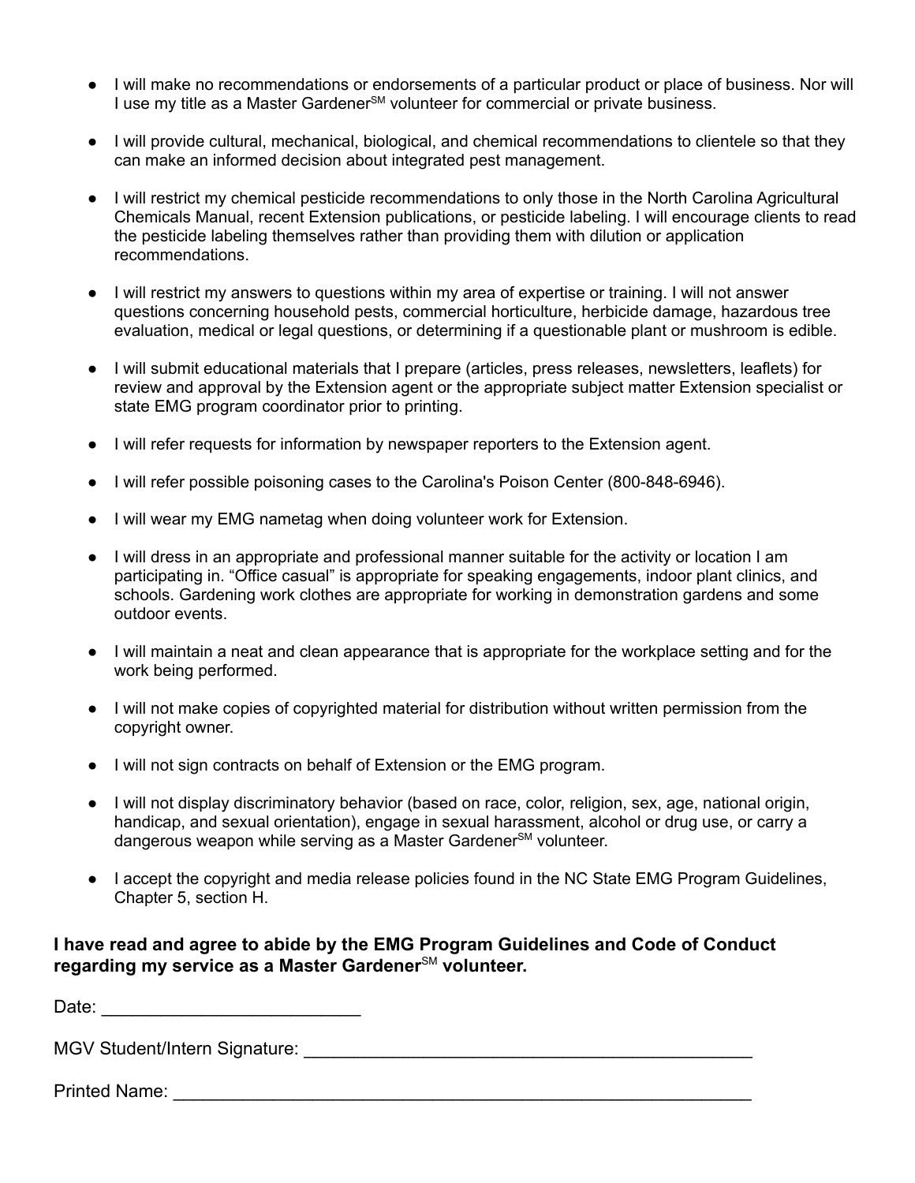- I will make no recommendations or endorsements of a particular product or place of business. Nor will I use my title as a Master Gardener℠ volunteer for commercial or private business.
- I will provide cultural, mechanical, biological, and chemical recommendations to clientele so that they can make an informed decision about integrated pest management.
- I will restrict my chemical pesticide recommendations to only those in the North Carolina Agricultural Chemicals Manual, recent Extension publications, or pesticide labeling. I will encourage clients to read the pesticide labeling themselves rather than providing them with dilution or application recommendations.
- I will restrict my answers to questions within my area of expertise or training. I will not answer questions concerning household pests, commercial horticulture, herbicide damage, hazardous tree evaluation, medical or legal questions, or determining if a questionable plant or mushroom is edible.
- I will submit educational materials that I prepare (articles, press releases, newsletters, leaflets) for review and approval by the Extension agent or the appropriate subject matter Extension specialist or state EMG program coordinator prior to printing.
- I will refer requests for information by newspaper reporters to the Extension agent.
- I will refer possible poisoning cases to the Carolina's Poison Center (800-848-6946).
- I will wear my EMG nametag when doing volunteer work for Extension.
- I will dress in an appropriate and professional manner suitable for the activity or location I am participating in. “Office casual” is appropriate for speaking engagements, indoor plant clinics, and schools. Gardening work clothes are appropriate for working in demonstration gardens and some outdoor events.
- I will maintain a neat and clean appearance that is appropriate for the workplace setting and for the work being performed.
- I will not make copies of copyrighted material for distribution without written permission from the copyright owner.
- I will not sign contracts on behalf of Extension or the EMG program.
- I will not display discriminatory behavior (based on race, color, religion, sex, age, national origin, handicap, and sexual orientation), engage in sexual harassment, alcohol or drug use, or carry a dangerous weapon while serving as a Master Gardener℠ volunteer.
- I accept the copyright and media release policies found in the NC State EMG Program Guidelines, Chapter 5, section H.

**I have read and agree to abide by the EMG Program Guidelines and Code of Conduct regarding my service as a Master Gardener℠ volunteer.**

Date: ___________________________

MGV Student/Intern Signature: ________________________________________________

Printed Name: ____________________________________________________________